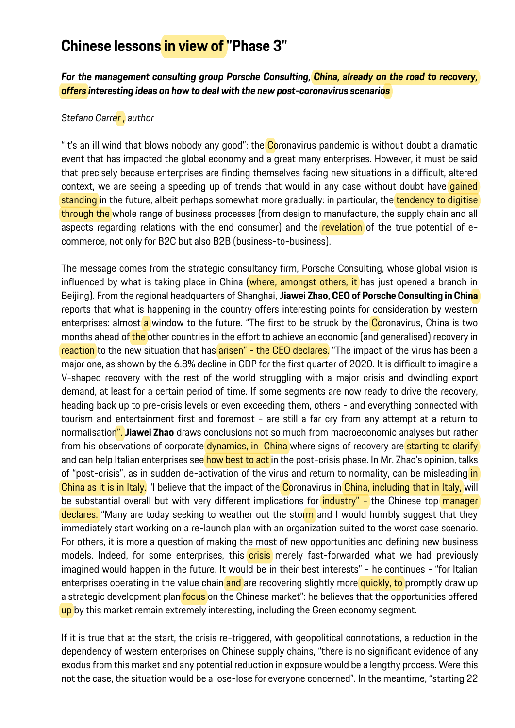# Chinese lessons in view of "Phase 3"

***For the management consulting group Porsche Consulting, China, already on the road to recovery, offers interesting ideas on how to deal with the new post-coronavirus scenarios***

*Stefano Carrer , author*

“It’s an ill wind that blows nobody any good”: the Coronavirus pandemic is without doubt a dramatic event that has impacted the global economy and a great many enterprises. However, it must be said that precisely because enterprises are finding themselves facing new situations in a difficult, altered context, we are seeing a speeding up of trends that would in any case without doubt have gained standing in the future, albeit perhaps somewhat more gradually: in particular, the tendency to digitise through the whole range of business processes (from design to manufacture, the supply chain and all aspects regarding relations with the end consumer) and the revelation of the true potential of e-commerce, not only for B2C but also B2B (business-to-business).

The message comes from the strategic consultancy firm, Porsche Consulting, whose global vision is influenced by what is taking place in China (where, amongst others, it has just opened a branch in Beijing). From the regional headquarters of Shanghai, **Jiawei Zhao, CEO of Porsche Consulting in China** reports that what is happening in the country offers interesting points for consideration by western enterprises: almost a window to the future. “The first to be struck by the Coronavirus, China is two months ahead of the other countries in the effort to achieve an economic (and generalised) recovery in reaction to the new situation that has arisen” - the CEO declares. “The impact of the virus has been a major one, as shown by the 6.8% decline in GDP for the first quarter of 2020. It is difficult to imagine a V-shaped recovery with the rest of the world struggling with a major crisis and dwindling export demand, at least for a certain period of time. If some segments are now ready to drive the recovery, heading back up to pre-crisis levels or even exceeding them, others - and everything connected with tourism and entertainment first and foremost - are still a far cry from any attempt at a return to normalisation”. **Jiawei Zhao** draws conclusions not so much from macroeconomic analyses but rather from his observations of corporate dynamics, in China where signs of recovery are starting to clarify and can help Italian enterprises see how best to act in the post-crisis phase. In Mr. Zhao’s opinion, talks of “post-crisis”, as in sudden de-activation of the virus and return to normality, can be misleading in China as it is in Italy. “I believe that the impact of the Coronavirus in China, including that in Italy, will be substantial overall but with very different implications for industry” - the Chinese top manager declares. “Many are today seeking to weather out the storm and I would humbly suggest that they immediately start working on a re-launch plan with an organization suited to the worst case scenario. For others, it is more a question of making the most of new opportunities and defining new business models. Indeed, for some enterprises, this crisis merely fast-forwarded what we had previously imagined would happen in the future. It would be in their best interests” - he continues - “for Italian enterprises operating in the value chain and are recovering slightly more quickly, to promptly draw up a strategic development plan focus on the Chinese market”: he believes that the opportunities offered up by this market remain extremely interesting, including the Green economy segment.

If it is true that at the start, the crisis re-triggered, with geopolitical connotations, a reduction in the dependency of western enterprises on Chinese supply chains, “there is no significant evidence of any exodus from this market and any potential reduction in exposure would be a lengthy process. Were this not the case, the situation would be a lose-lose for everyone concerned”. In the meantime, “starting 22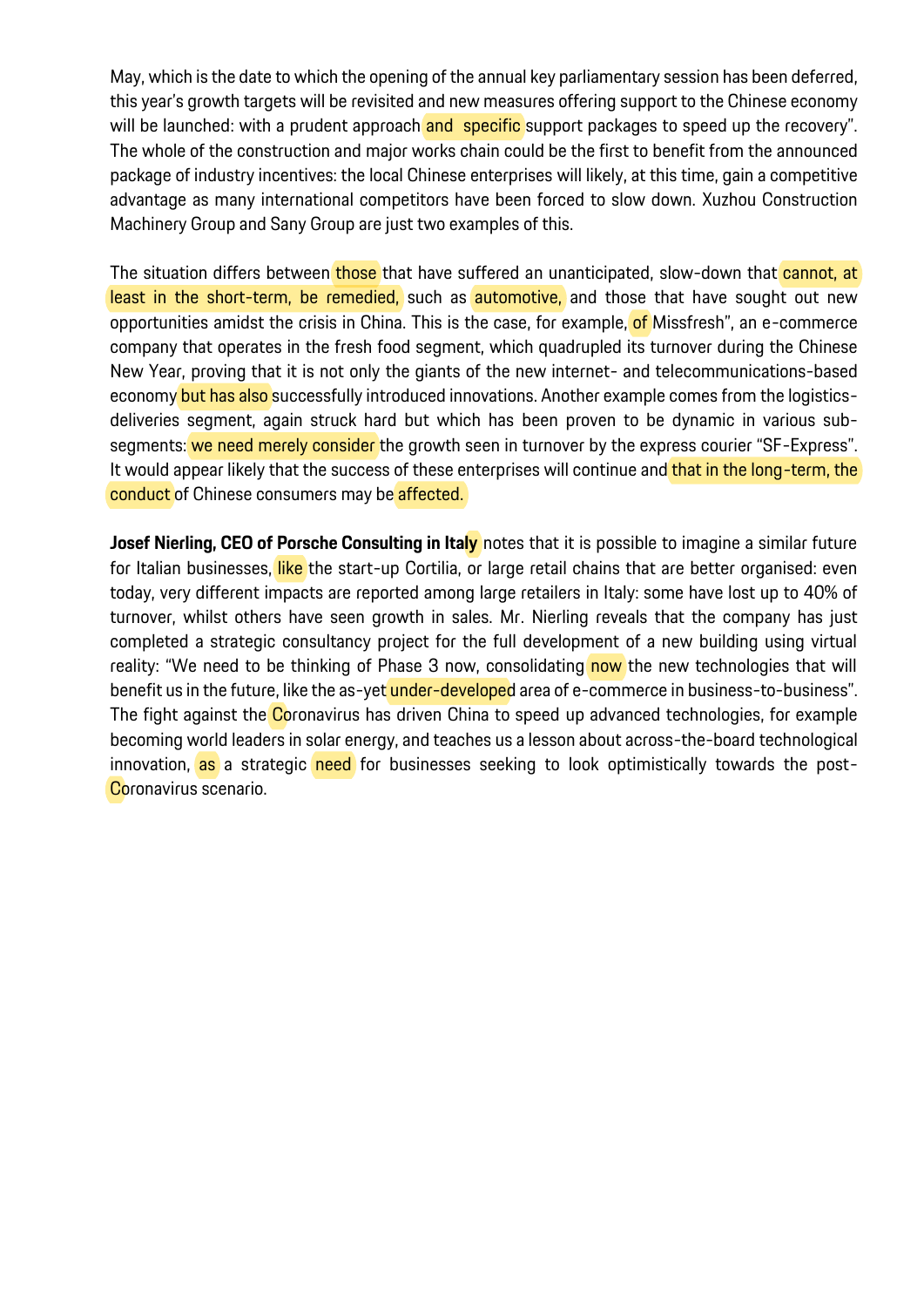May, which is the date to which the opening of the annual key parliamentary session has been deferred, this year's growth targets will be revisited and new measures offering support to the Chinese economy will be launched: with a prudent approach and specific support packages to speed up the recovery". The whole of the construction and major works chain could be the first to benefit from the announced package of industry incentives: the local Chinese enterprises will likely, at this time, gain a competitive advantage as many international competitors have been forced to slow down. Xuzhou Construction Machinery Group and Sany Group are just two examples of this.

The situation differs between those that have suffered an unanticipated, slow-down that cannot, at least in the short-term, be remedied, such as automotive, and those that have sought out new opportunities amidst the crisis in China. This is the case, for example, of Missfresh", an e-commerce company that operates in the fresh food segment, which quadrupled its turnover during the Chinese New Year, proving that it is not only the giants of the new internet- and telecommunications-based economy but has also successfully introduced innovations. Another example comes from the logistics-deliveries segment, again struck hard but which has been proven to be dynamic in various sub-segments: we need merely consider the growth seen in turnover by the express courier "SF-Express". It would appear likely that the success of these enterprises will continue and that in the long-term, the conduct of Chinese consumers may be affected.

**Josef Nierling, CEO of Porsche Consulting in Italy** notes that it is possible to imagine a similar future for Italian businesses, like the start-up Cortilia, or large retail chains that are better organised: even today, very different impacts are reported among large retailers in Italy: some have lost up to 40% of turnover, whilst others have seen growth in sales. Mr. Nierling reveals that the company has just completed a strategic consultancy project for the full development of a new building using virtual reality: "We need to be thinking of Phase 3 now, consolidating now the new technologies that will benefit us in the future, like the as-yet under-developed area of e-commerce in business-to-business". The fight against the Coronavirus has driven China to speed up advanced technologies, for example becoming world leaders in solar energy, and teaches us a lesson about across-the-board technological innovation, as a strategic need for businesses seeking to look optimistically towards the post-Coronavirus scenario.